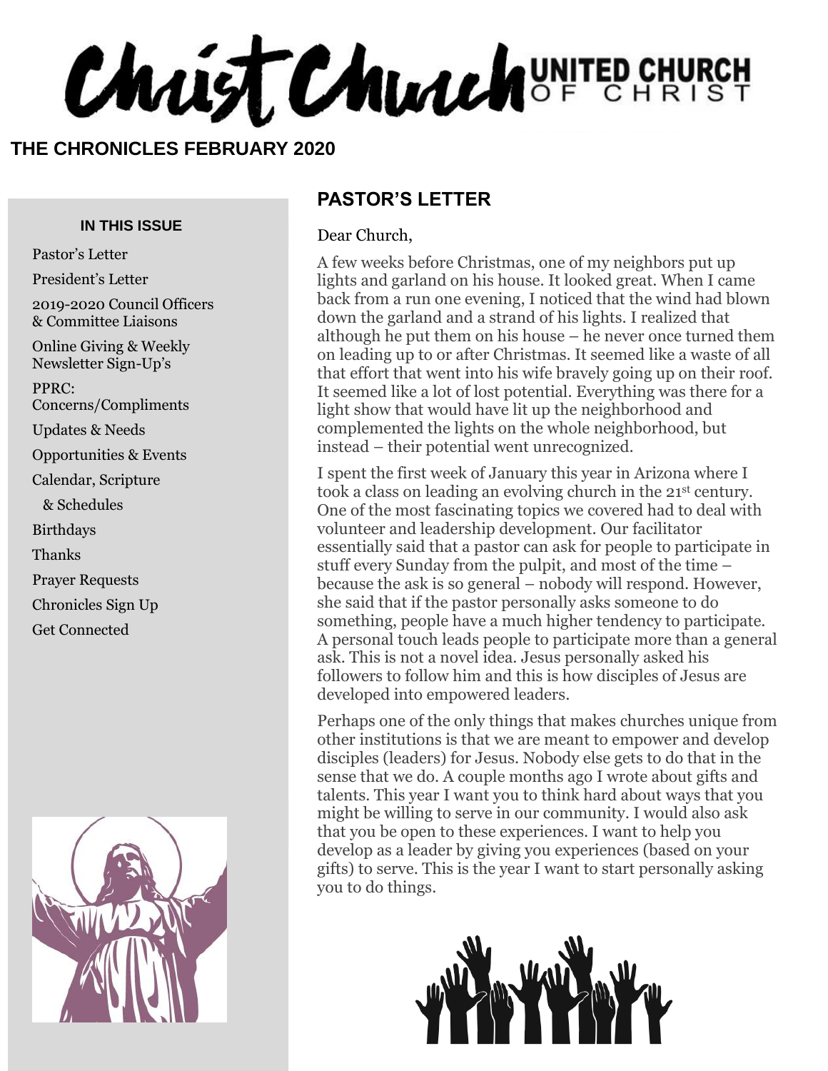# Christ Church UNITED CHURCH OF CHRIST

**THE CHRONICLES FEBRUARY 2020**

**IN THIS ISSUE**

- Pastor's Letter
- President's Letter
- 2019-2020 Council Officers & Committee Liaisons
- Online Giving & Weekly Newsletter Sign-Up's
- PPRC: Concerns/Compliments
- Updates & Needs
- Opportunities & Events
- Calendar, Scripture & Schedules
- Birthdays
- Thanks
- Prayer Requests
- Chronicles Sign Up
- Get Connected

## PASTOR'S LETTER

Dear Church,

A few weeks before Christmas, one of my neighbors put up lights and garland on his house. It looked great. When I came back from a run one evening, I noticed that the wind had blown down the garland and a strand of his lights. I realized that although he put them on his house – he never once turned them on leading up to or after Christmas. It seemed like a waste of all that effort that went into his wife bravely going up on their roof. It seemed like a lot of lost potential. Everything was there for a light show that would have lit up the neighborhood and complemented the lights on the whole neighborhood, but instead – their potential went unrecognized.

I spent the first week of January this year in Arizona where I took a class on leading an evolving church in the 21st century. One of the most fascinating topics we covered had to deal with volunteer and leadership development. Our facilitator essentially said that a pastor can ask for people to participate in stuff every Sunday from the pulpit, and most of the time – because the ask is so general – nobody will respond. However, she said that if the pastor personally asks someone to do something, people have a much higher tendency to participate. A personal touch leads people to participate more than a general ask. This is not a novel idea. Jesus personally asked his followers to follow him and this is how disciples of Jesus are developed into empowered leaders.

Perhaps one of the only things that makes churches unique from other institutions is that we are meant to empower and develop disciples (leaders) for Jesus. Nobody else gets to do that in the sense that we do. A couple months ago I wrote about gifts and talents. This year I want you to think hard about ways that you might be willing to serve in our community. I would also ask that you be open to these experiences. I want to help you develop as a leader by giving you experiences (based on your gifts) to serve. This is the year I want to start personally asking you to do things.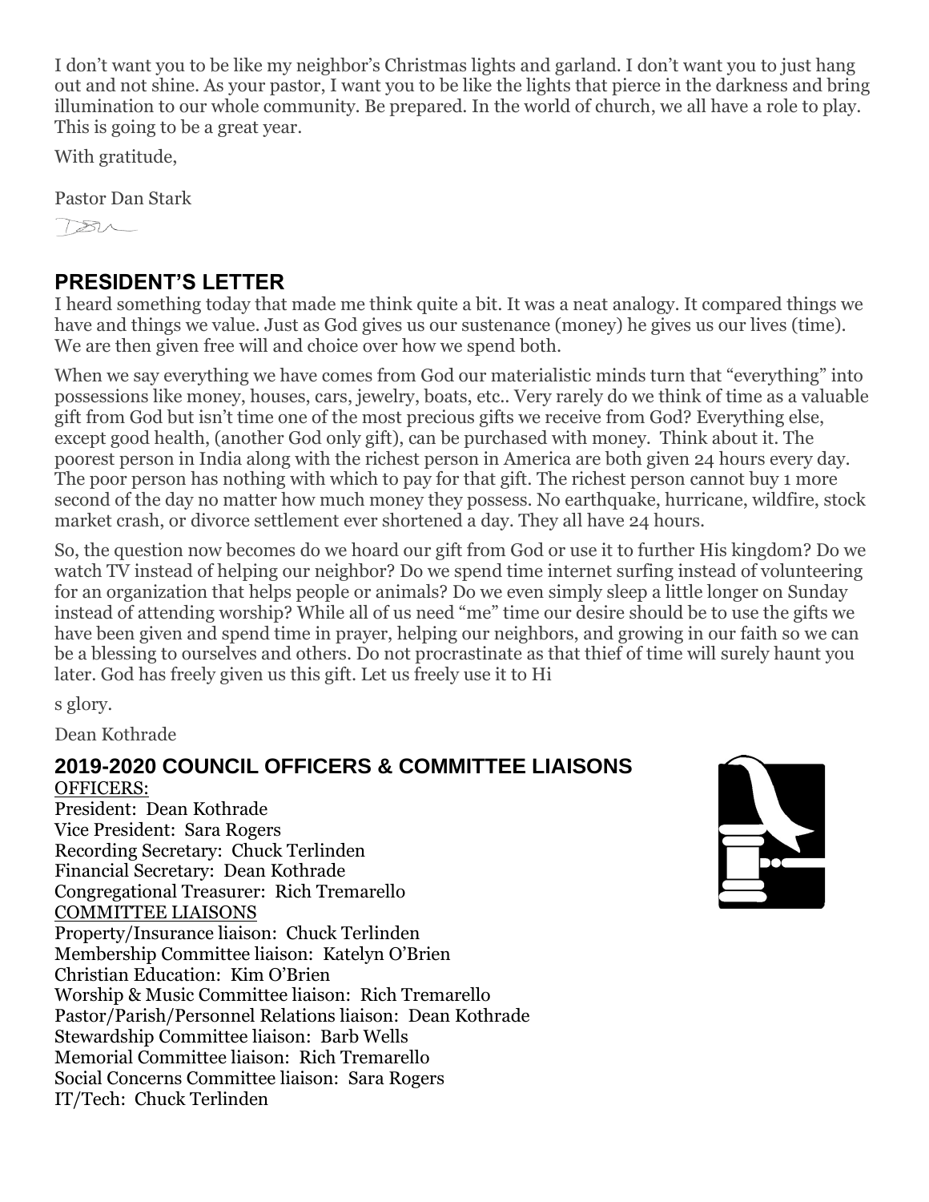I don't want you to be like my neighbor's Christmas lights and garland. I don't want you to just hang out and not shine. As your pastor, I want you to be like the lights that pierce in the darkness and bring illumination to our whole community. Be prepared. In the world of church, we all have a role to play. This is going to be a great year.

With gratitude,

Pastor Dan Stark

## PRESIDENT'S LETTER

I heard something today that made me think quite a bit. It was a neat analogy. It compared things we have and things we value. Just as God gives us our sustenance (money) he gives us our lives (time). We are then given free will and choice over how we spend both.

When we say everything we have comes from God our materialistic minds turn that "everything" into possessions like money, houses, cars, jewelry, boats, etc.. Very rarely do we think of time as a valuable gift from God but isn't time one of the most precious gifts we receive from God? Everything else, except good health, (another God only gift), can be purchased with money. Think about it. The poorest person in India along with the richest person in America are both given 24 hours every day. The poor person has nothing with which to pay for that gift. The richest person cannot buy 1 more second of the day no matter how much money they possess. No earthquake, hurricane, wildfire, stock market crash, or divorce settlement ever shortened a day. They all have 24 hours.

So, the question now becomes do we hoard our gift from God or use it to further His kingdom? Do we watch TV instead of helping our neighbor? Do we spend time internet surfing instead of volunteering for an organization that helps people or animals? Do we even simply sleep a little longer on Sunday instead of attending worship? While all of us need "me" time our desire should be to use the gifts we have been given and spend time in prayer, helping our neighbors, and growing in our faith so we can be a blessing to ourselves and others. Do not procrastinate as that thief of time will surely haunt you later. God has freely given us this gift. Let us freely use it to Hi

s glory.

Dean Kothrade

## 2019-2020 COUNCIL OFFICERS & COMMITTEE LIAISONS

OFFICERS:

President: Dean Kothrade
Vice President: Sara Rogers
Recording Secretary: Chuck Terlinden
Financial Secretary: Dean Kothrade
Congregational Treasurer: Rich Tremarello

COMMITTEE LIAISONS

Property/Insurance liaison: Chuck Terlinden
Membership Committee liaison: Katelyn O'Brien
Christian Education: Kim O'Brien
Worship & Music Committee liaison: Rich Tremarello
Pastor/Parish/Personnel Relations liaison: Dean Kothrade
Stewardship Committee liaison: Barb Wells
Memorial Committee liaison: Rich Tremarello
Social Concerns Committee liaison: Sara Rogers
IT/Tech: Chuck Terlinden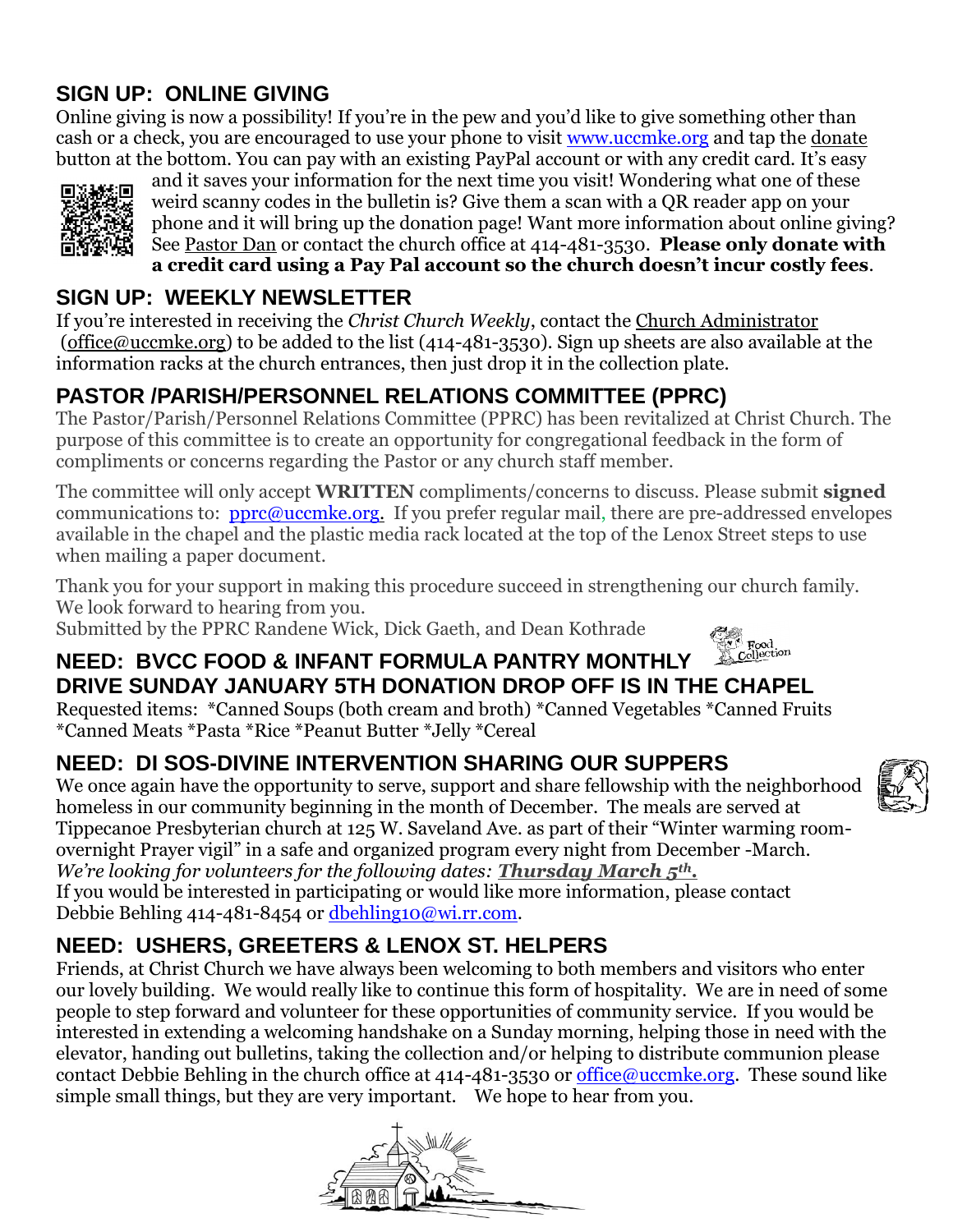## SIGN UP: ONLINE GIVING

Online giving is now a possibility! If you're in the pew and you'd like to give something other than cash or a check, you are encouraged to use your phone to visit www.uccmke.org and tap the donate button at the bottom. You can pay with an existing PayPal account or with any credit card. It's easy and it saves your information for the next time you visit! Wondering what one of these weird scanny codes in the bulletin is? Give them a scan with a QR reader app on your phone and it will bring up the donation page! Want more information about online giving? See Pastor Dan or contact the church office at 414-481-3530. **Please only donate with a credit card using a Pay Pal account so the church doesn't incur costly fees**.

## SIGN UP: WEEKLY NEWSLETTER

If you're interested in receiving the *Christ Church Weekly*, contact the Church Administrator (office@uccmke.org) to be added to the list (414-481-3530). Sign up sheets are also available at the information racks at the church entrances, then just drop it in the collection plate.

## PASTOR /PARISH/PERSONNEL RELATIONS COMMITTEE (PPRC)

The Pastor/Parish/Personnel Relations Committee (PPRC) has been revitalized at Christ Church. The purpose of this committee is to create an opportunity for congregational feedback in the form of compliments or concerns regarding the Pastor or any church staff member.

The committee will only accept **WRITTEN** compliments/concerns to discuss. Please submit **signed** communications to: pprc@uccmke.org. If you prefer regular mail, there are pre-addressed envelopes available in the chapel and the plastic media rack located at the top of the Lenox Street steps to use when mailing a paper document.

Thank you for your support in making this procedure succeed in strengthening our church family. We look forward to hearing from you.
Submitted by the PPRC Randene Wick, Dick Gaeth, and Dean Kothrade

## NEED: BVCC FOOD & INFANT FORMULA PANTRY MONTHLY DRIVE SUNDAY JANUARY 5TH DONATION DROP OFF IS IN THE CHAPEL

Requested items: *Canned Soups (both cream and broth) *Canned Vegetables *Canned Fruits *Canned Meats *Pasta *Rice *Peanut Butter *Jelly *Cereal

## NEED: DI SOS-DIVINE INTERVENTION SHARING OUR SUPPERS

We once again have the opportunity to serve, support and share fellowship with the neighborhood homeless in our community beginning in the month of December. The meals are served at Tippecanoe Presbyterian church at 125 W. Saveland Ave. as part of their "Winter warming room-overnight Prayer vigil" in a safe and organized program every night from December -March.
*We're looking for volunteers for the following dates:* ***Thursday March 5th.***
If you would be interested in participating or would like more information, please contact Debbie Behling 414-481-8454 or dbehling10@wi.rr.com.

## NEED: USHERS, GREETERS & LENOX ST. HELPERS

Friends, at Christ Church we have always been welcoming to both members and visitors who enter our lovely building. We would really like to continue this form of hospitality. We are in need of some people to step forward and volunteer for these opportunities of community service. If you would be interested in extending a welcoming handshake on a Sunday morning, helping those in need with the elevator, handing out bulletins, taking the collection and/or helping to distribute communion please contact Debbie Behling in the church office at 414-481-3530 or office@uccmke.org. These sound like simple small things, but they are very important. We hope to hear from you.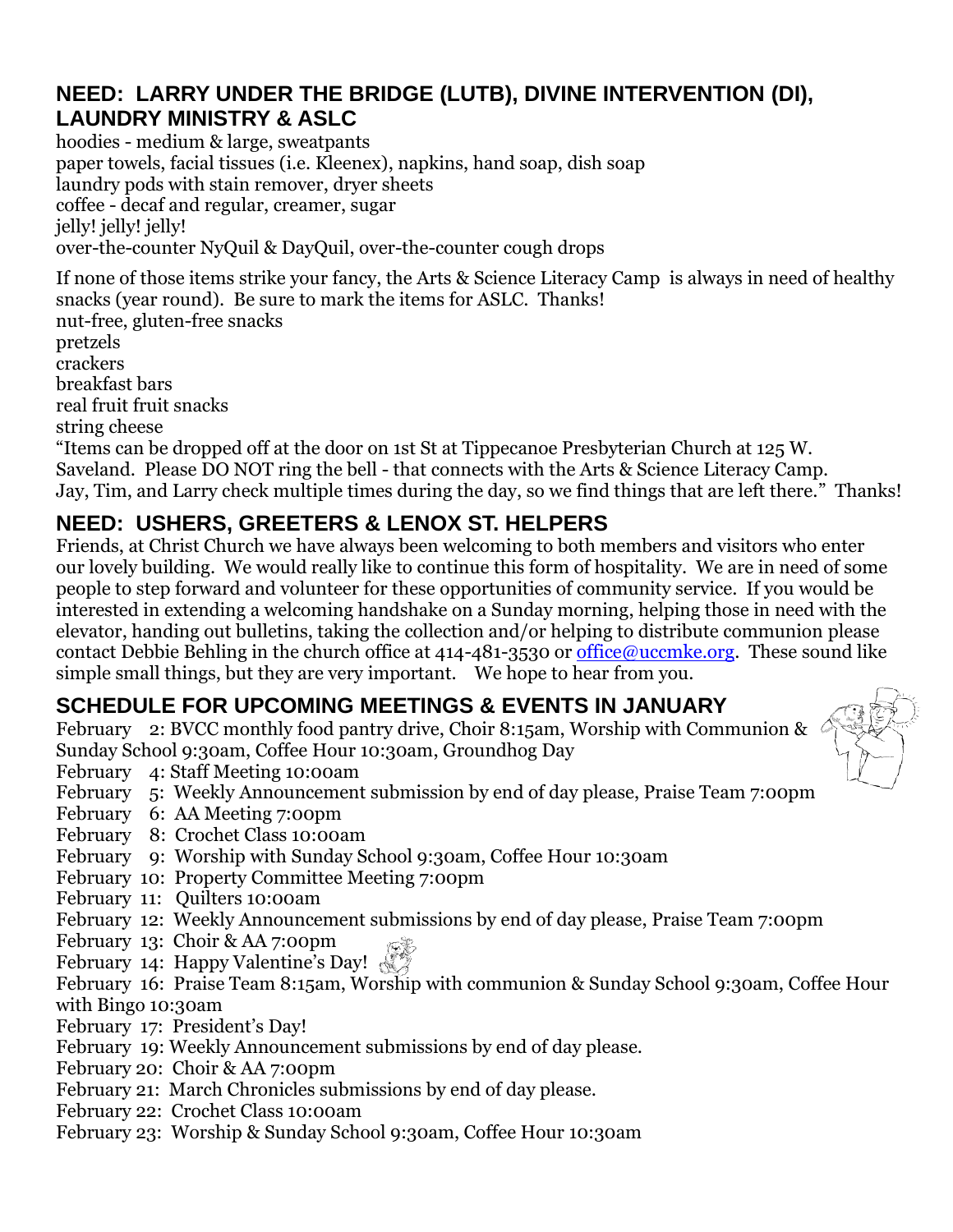## NEED: LARRY UNDER THE BRIDGE (LUTB), DIVINE INTERVENTION (DI), LAUNDRY MINISTRY & ASLC

hoodies - medium & large, sweatpants
paper towels, facial tissues (i.e. Kleenex), napkins, hand soap, dish soap
laundry pods with stain remover, dryer sheets
coffee - decaf and regular, creamer, sugar
jelly! jelly! jelly!
over-the-counter NyQuil & DayQuil, over-the-counter cough drops

If none of those items strike your fancy, the Arts & Science Literacy Camp is always in need of healthy snacks (year round). Be sure to mark the items for ASLC. Thanks!
nut-free, gluten-free snacks
pretzels
crackers
breakfast bars
real fruit fruit snacks
string cheese
"Items can be dropped off at the door on 1st St at Tippecanoe Presbyterian Church at 125 W. Saveland. Please DO NOT ring the bell - that connects with the Arts & Science Literacy Camp. Jay, Tim, and Larry check multiple times during the day, so we find things that are left there." Thanks!

## NEED: USHERS, GREETERS & LENOX ST. HELPERS

Friends, at Christ Church we have always been welcoming to both members and visitors who enter our lovely building. We would really like to continue this form of hospitality. We are in need of some people to step forward and volunteer for these opportunities of community service. If you would be interested in extending a welcoming handshake on a Sunday morning, helping those in need with the elevator, handing out bulletins, taking the collection and/or helping to distribute communion please contact Debbie Behling in the church office at 414-481-3530 or office@uccmke.org. These sound like simple small things, but they are very important. We hope to hear from you.

## SCHEDULE FOR UPCOMING MEETINGS & EVENTS IN JANUARY

February 2: BVCC monthly food pantry drive, Choir 8:15am, Worship with Communion & Sunday School 9:30am, Coffee Hour 10:30am, Groundhog Day
February 4: Staff Meeting 10:00am
February 5: Weekly Announcement submission by end of day please, Praise Team 7:00pm
February 6: AA Meeting 7:00pm
February 8: Crochet Class 10:00am
February 9: Worship with Sunday School 9:30am, Coffee Hour 10:30am
February 10: Property Committee Meeting 7:00pm
February 11: Quilters 10:00am
February 12: Weekly Announcement submissions by end of day please, Praise Team 7:00pm
February 13: Choir & AA 7:00pm
February 14: Happy Valentine's Day!
February 16: Praise Team 8:15am, Worship with communion & Sunday School 9:30am, Coffee Hour with Bingo 10:30am
February 17: President's Day!
February 19: Weekly Announcement submissions by end of day please.
February 20: Choir & AA 7:00pm
February 21: March Chronicles submissions by end of day please.
February 22: Crochet Class 10:00am
February 23: Worship & Sunday School 9:30am, Coffee Hour 10:30am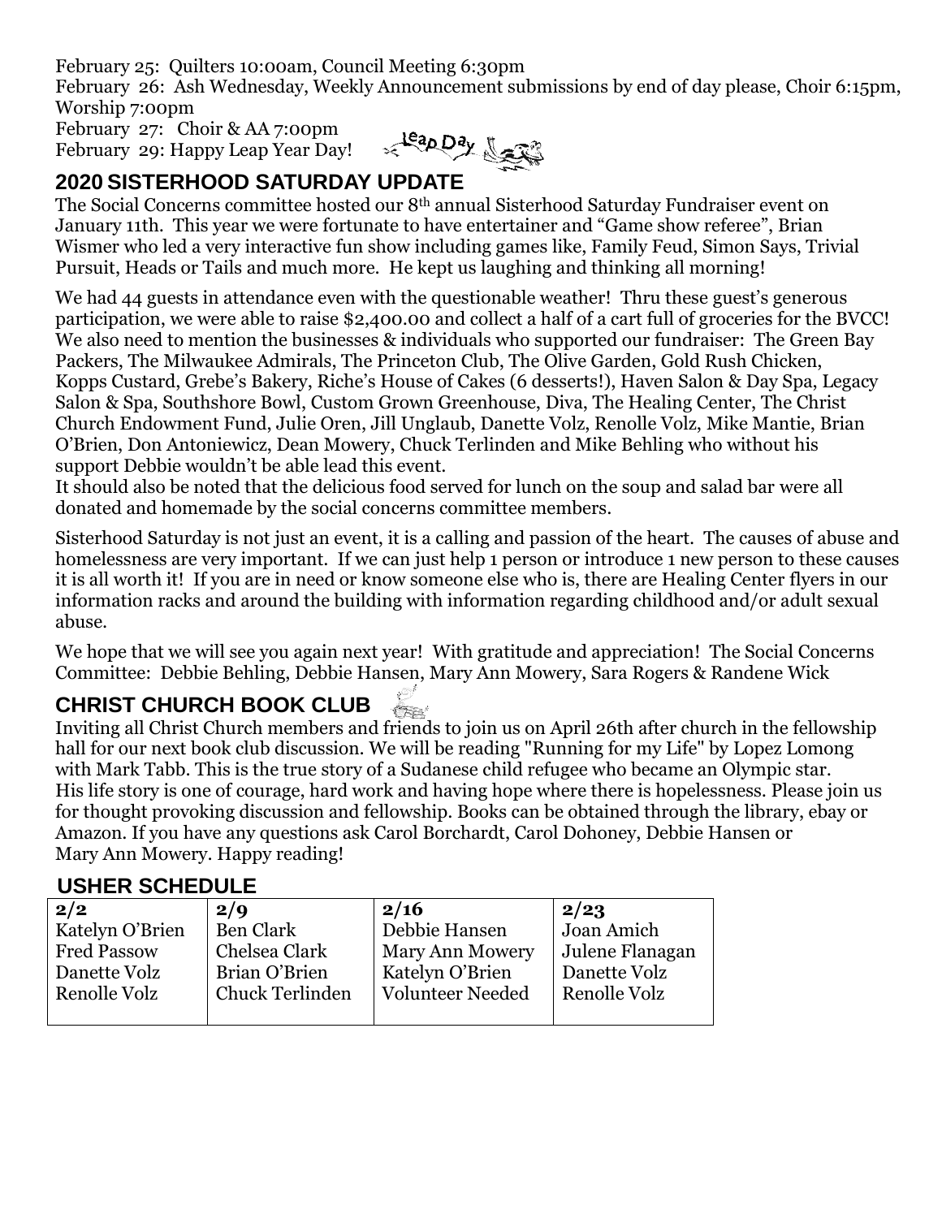February 25: Quilters 10:00am, Council Meeting 6:30pm

February 26: Ash Wednesday, Weekly Announcement submissions by end of day please, Choir 6:15pm, Worship 7:00pm

February 27: Choir & AA 7:00pm

February 29: Happy Leap Year Day!

## 2020 SISTERHOOD SATURDAY UPDATE

The Social Concerns committee hosted our 8th annual Sisterhood Saturday Fundraiser event on January 11th. This year we were fortunate to have entertainer and "Game show referee", Brian Wismer who led a very interactive fun show including games like, Family Feud, Simon Says, Trivial Pursuit, Heads or Tails and much more. He kept us laughing and thinking all morning!

We had 44 guests in attendance even with the questionable weather! Thru these guest's generous participation, we were able to raise $2,400.00 and collect a half of a cart full of groceries for the BVCC! We also need to mention the businesses & individuals who supported our fundraiser: The Green Bay Packers, The Milwaukee Admirals, The Princeton Club, The Olive Garden, Gold Rush Chicken, Kopps Custard, Grebe's Bakery, Riche's House of Cakes (6 desserts!), Haven Salon & Day Spa, Legacy Salon & Spa, Southshore Bowl, Custom Grown Greenhouse, Diva, The Healing Center, The Christ Church Endowment Fund, Julie Oren, Jill Unglaub, Danette Volz, Renolle Volz, Mike Mantie, Brian O'Brien, Don Antoniewicz, Dean Mowery, Chuck Terlinden and Mike Behling who without his support Debbie wouldn't be able lead this event.

It should also be noted that the delicious food served for lunch on the soup and salad bar were all donated and homemade by the social concerns committee members.

Sisterhood Saturday is not just an event, it is a calling and passion of the heart. The causes of abuse and homelessness are very important. If we can just help 1 person or introduce 1 new person to these causes it is all worth it! If you are in need or know someone else who is, there are Healing Center flyers in our information racks and around the building with information regarding childhood and/or adult sexual abuse.

We hope that we will see you again next year! With gratitude and appreciation! The Social Concerns Committee: Debbie Behling, Debbie Hansen, Mary Ann Mowery, Sara Rogers & Randene Wick

## CHRIST CHURCH BOOK CLUB

Inviting all Christ Church members and friends to join us on April 26th after church in the fellowship hall for our next book club discussion. We will be reading "Running for my Life" by Lopez Lomong with Mark Tabb. This is the true story of a Sudanese child refugee who became an Olympic star. His life story is one of courage, hard work and having hope where there is hopelessness. Please join us for thought provoking discussion and fellowship. Books can be obtained through the library, ebay or Amazon. If you have any questions ask Carol Borchardt, Carol Dohoney, Debbie Hansen or Mary Ann Mowery. Happy reading!

## USHER SCHEDULE

| 2/2 | 2/9 | 2/16 | 2/23 |
|---|---|---|---|
| Katelyn O'Brien | Ben Clark | Debbie Hansen | Joan Amich |
| Fred Passow | Chelsea Clark | Mary Ann Mowery | Julene Flanagan |
| Danette Volz | Brian O'Brien | Katelyn O'Brien | Danette Volz |
| Renolle Volz | Chuck Terlinden | Volunteer Needed | Renolle Volz |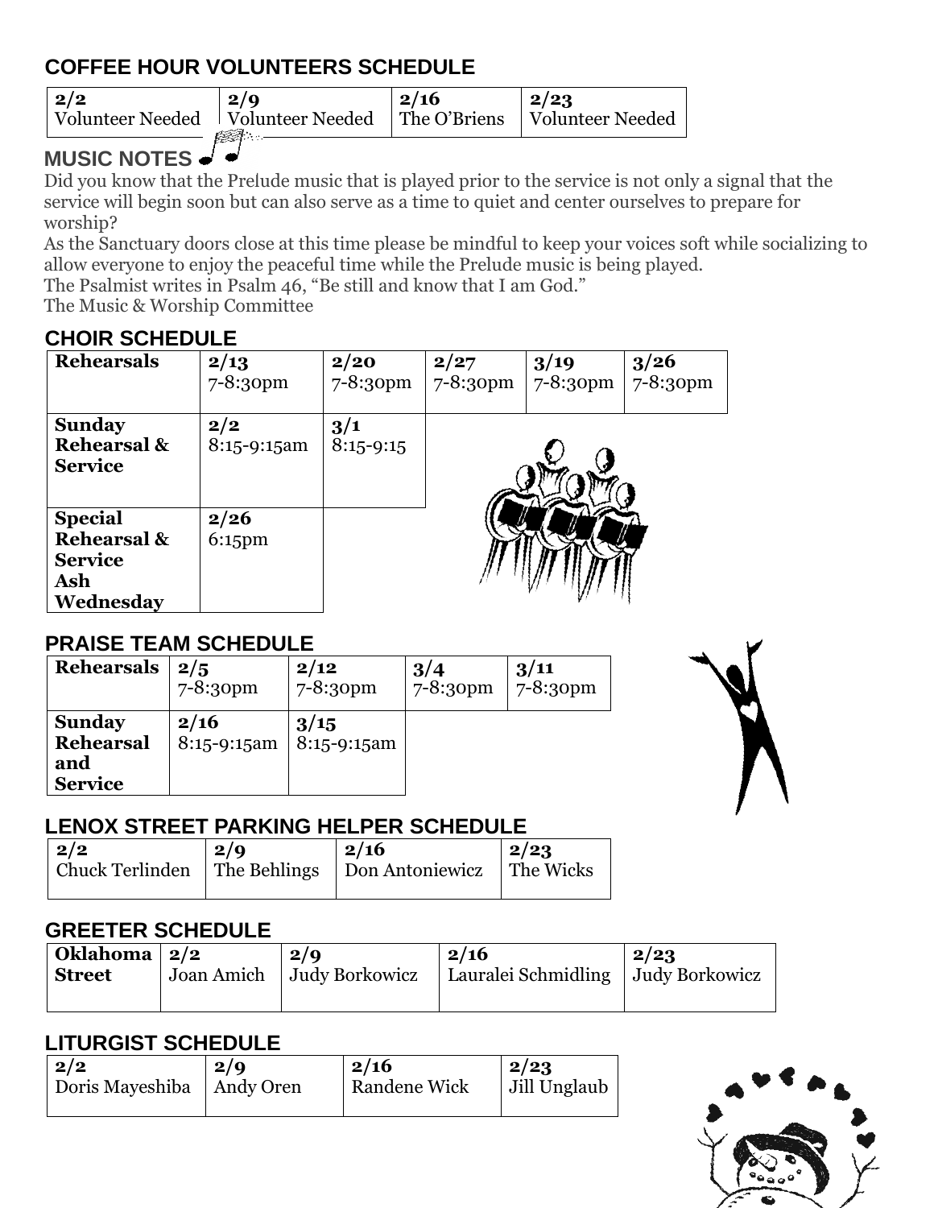## COFFEE HOUR VOLUNTEERS SCHEDULE

| 2/2 | 2/9 | 2/16 | 2/23 |
|---|---|---|---|
| Volunteer Needed | Volunteer Needed | The O'Briens | Volunteer Needed |

## MUSIC NOTES

Did you know that the Prelude music that is played prior to the service is not only a signal that the service will begin soon but can also serve as a time to quiet and center ourselves to prepare for worship?

As the Sanctuary doors close at this time please be mindful to keep your voices soft while socializing to allow everyone to enjoy the peaceful time while the Prelude music is being played.

The Psalmist writes in Psalm 46, "Be still and know that I am God."

The Music & Worship Committee

## CHOIR SCHEDULE

| **Rehearsals** | **2/13** 7-8:30pm | **2/20** 7-8:30pm | **2/27** 7-8:30pm | **3/19** 7-8:30pm | **3/26** 7-8:30pm |
|---|---|---|---|---|---|
| **Sunday Rehearsal & Service** | **2/2** 8:15-9:15am | **3/1** 8:15-9:15 | | | |
| **Special Rehearsal & Service Ash Wednesday** | **2/26** 6:15pm | | | | |

## PRAISE TEAM SCHEDULE

| **Rehearsals** | **2/5** 7-8:30pm | **2/12** 7-8:30pm | **3/4** 7-8:30pm | **3/11** 7-8:30pm |
|---|---|---|---|---|
| **Sunday Rehearsal and Service** | **2/16** 8:15-9:15am | **3/15** 8:15-9:15am | | |

## LENOX STREET PARKING HELPER SCHEDULE

| 2/2 | 2/9 | 2/16 | 2/23 |
|---|---|---|---|
| Chuck Terlinden | The Behlings | Don Antoniewicz | The Wicks |

## GREETER SCHEDULE

| **Oklahoma Street** | **2/2** | **2/9** | **2/16** | **2/23** |
|---|---|---|---|---|
| | Joan Amich | Judy Borkowicz | Lauralei Schmidling | Judy Borkowicz |

## LITURGIST SCHEDULE

| 2/2 | 2/9 | 2/16 | 2/23 |
|---|---|---|---|
| Doris Mayeshiba | Andy Oren | Randene Wick | Jill Unglaub |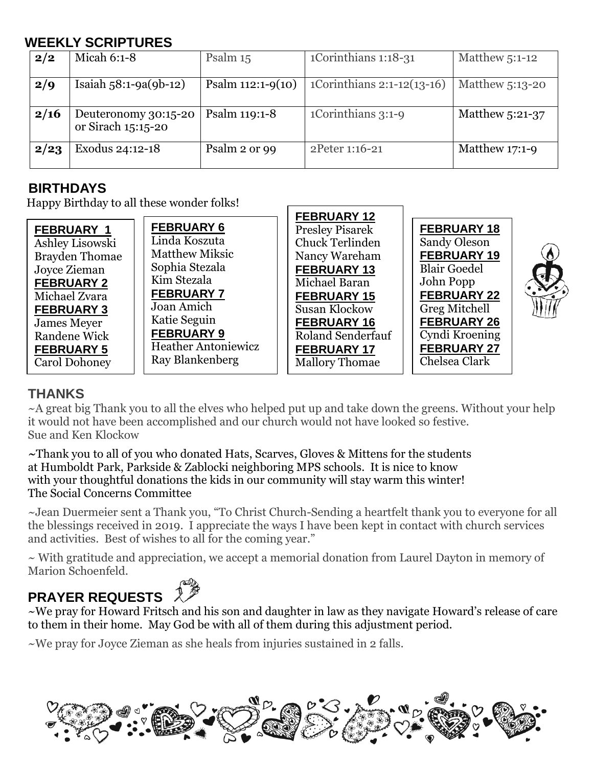## WEEKLY SCRIPTURES

| | | | | |
|---|---|---|---|---|
| **2/2** | Micah 6:1-8 | Psalm 15 | 1Corinthians 1:18-31 | Matthew 5:1-12 |
| **2/9** | Isaiah 58:1-9a(9b-12) | Psalm 112:1-9(10) | 1Corinthians 2:1-12(13-16) | Matthew 5:13-20 |
| **2/16** | Deuteronomy 30:15-20 or Sirach 15:15-20 | Psalm 119:1-8 | 1Corinthians 3:1-9 | Matthew 5:21-37 |
| **2/23** | Exodus 24:12-18 | Psalm 2 or 99 | 2Peter 1:16-21 | Matthew 17:1-9 |

## BIRTHDAYS

Happy Birthday to all these wonder folks!

**FEBRUARY 1**
Ashley Lisowski
Brayden Thomae
Joyce Zieman

**FEBRUARY 2**
Michael Zvara

**FEBRUARY 3**
James Meyer
Randene Wick

**FEBRUARY 5**
Carol Dohoney

**FEBRUARY 6**
Linda Koszuta
Matthew Miksic
Sophia Stezala
Kim Stezala

**FEBRUARY 7**
Joan Amich
Katie Seguin

**FEBRUARY 9**
Heather Antoniewicz
Ray Blankenberg

**FEBRUARY 12**
Presley Pisarek
Chuck Terlinden
Nancy Wareham

**FEBRUARY 13**
Michael Baran

**FEBRUARY 15**
Susan Klockow

**FEBRUARY 16**
Roland Senderfauf

**FEBRUARY 17**
Mallory Thomae

**FEBRUARY 18**
Sandy Oleson

**FEBRUARY 19**
Blair Goedel
John Popp

**FEBRUARY 22**
Greg Mitchell

**FEBRUARY 26**
Cyndi Kroening

**FEBRUARY 27**
Chelsea Clark

## THANKS

~A great big Thank you to all the elves who helped put up and take down the greens. Without your help it would not have been accomplished and our church would not have looked so festive.
Sue and Ken Klockow

~Thank you to all of you who donated Hats, Scarves, Gloves & Mittens for the students at Humboldt Park, Parkside & Zablocki neighboring MPS schools. It is nice to know with your thoughtful donations the kids in our community will stay warm this winter!
The Social Concerns Committee

~Jean Duermeier sent a Thank you, "To Christ Church-Sending a heartfelt thank you to everyone for all the blessings received in 2019. I appreciate the ways I have been kept in contact with church services and activities. Best of wishes to all for the coming year."

~ With gratitude and appreciation, we accept a memorial donation from Laurel Dayton in memory of Marion Schoenfeld.

## PRAYER REQUESTS

~We pray for Howard Fritsch and his son and daughter in law as they navigate Howard's release of care to them in their home. May God be with all of them during this adjustment period.

~We pray for Joyce Zieman as she heals from injuries sustained in 2 falls.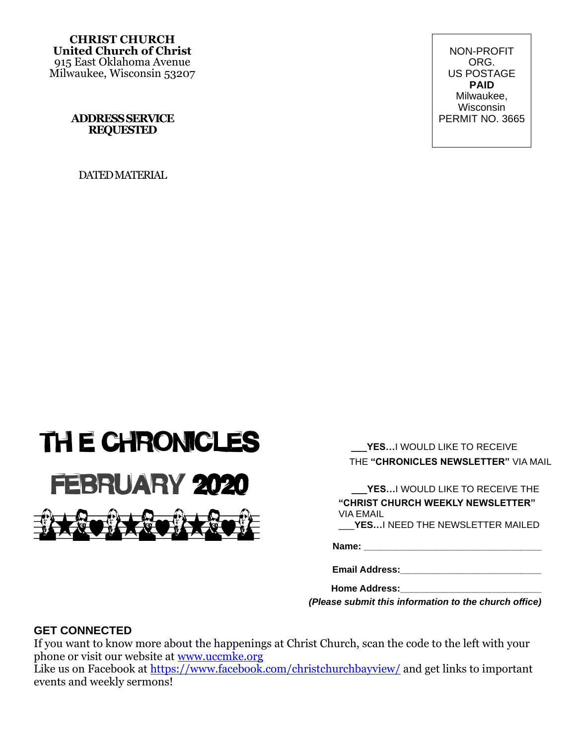**CHRIST CHURCH**
**United Church of Christ**
915 East Oklahoma Avenue
Milwaukee, Wisconsin 53207

**ADDRESS SERVICE REQUESTED**

DATED MATERIAL

NON-PROFIT ORG.
US POSTAGE
**PAID**
Milwaukee, Wisconsin
PERMIT NO. 3665

# THE CHRONICLES

## FEBRUARY 2020

___**YES…**I WOULD LIKE TO RECEIVE THE **"CHRONICLES NEWSLETTER"** VIA MAIL

___**YES…**I WOULD LIKE TO RECEIVE THE **"CHRIST CHURCH WEEKLY NEWSLETTER"** VIA EMAIL

___**YES…**I NEED THE NEWSLETTER MAILED

**Name:** ___________________________________

**Email Address:**___________________________

**Home Address:**___________________________

***(Please submit this information to the church office)***

**GET CONNECTED**

If you want to know more about the happenings at Christ Church, scan the code to the left with your phone or visit our website at www.uccmke.org

Like us on Facebook at https://www.facebook.com/christchurchbayview/ and get links to important events and weekly sermons!